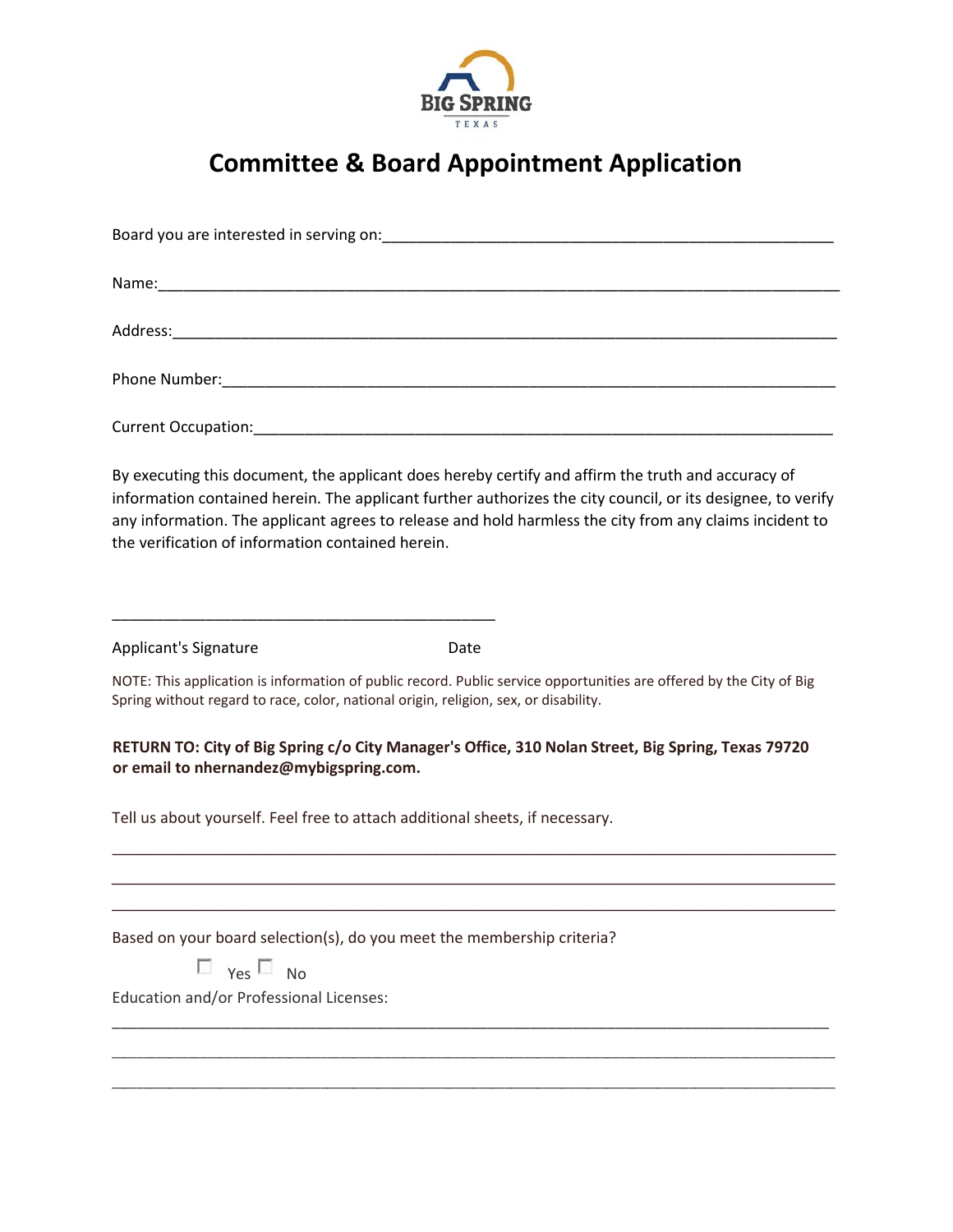BIG SPRING
TEXAS

# Committee & Board Appointment Application

Board you are interested in serving on:_______________________________________________

Name:_______________________________________________________________________

Address:_____________________________________________________________________

Phone Number:________________________________________________________________

Current Occupation:____________________________________________________________

By executing this document, the applicant does hereby certify and affirm the truth and accuracy of information contained herein. The applicant further authorizes the city council, or its designee, to verify any information. The applicant agrees to release and hold harmless the city from any claims incident to the verification of information contained herein.

_________________________________________

Applicant's Signature Date

NOTE: This application is information of public record. Public service opportunities are offered by the City of Big Spring without regard to race, color, national origin, religion, sex, or disability.

**RETURN TO: City of Big Spring c/o City Manager's Office, 310 Nolan Street, Big Spring, Texas 79720 or email to nhernandez@mybigspring.com.**

Tell us about yourself. Feel free to attach additional sheets, if necessary.

_____________________________________________________________________________

_____________________________________________________________________________

_____________________________________________________________________________

Based on your board selection(s), do you meet the membership criteria?

☐ Yes ☐ No

Education and/or Professional Licenses:

_____________________________________________________________________________

_____________________________________________________________________________

_____________________________________________________________________________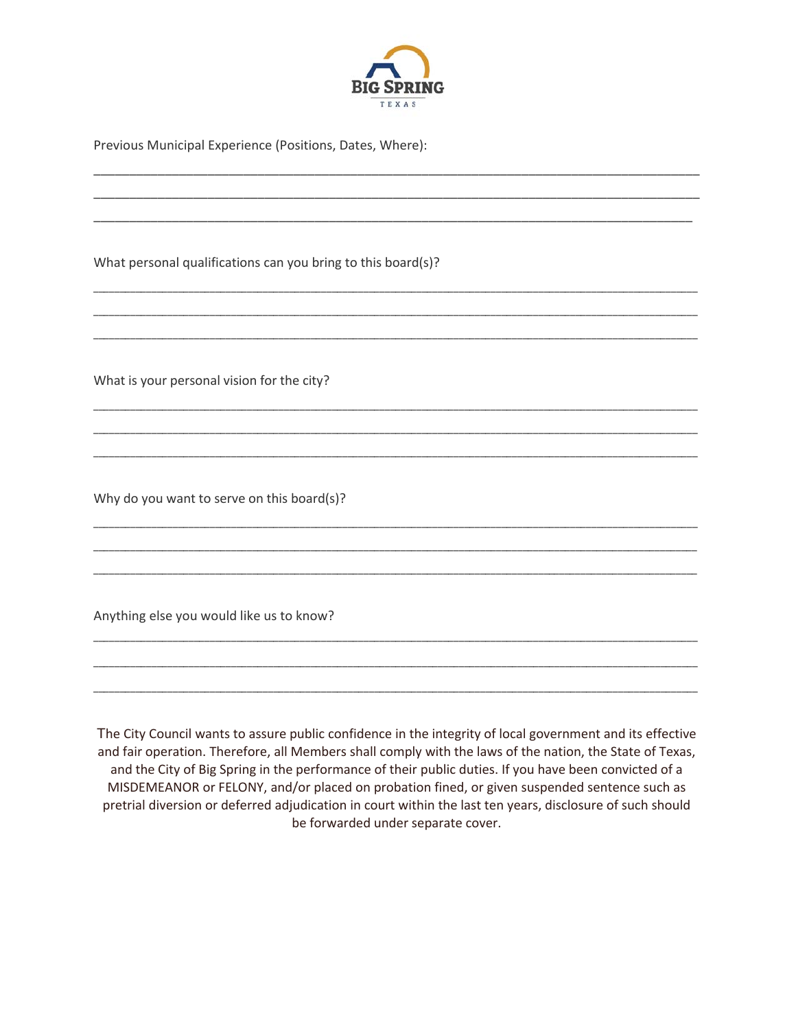Previous Municipal Experience (Positions, Dates, Where):

_______________________________________________________________________________

_______________________________________________________________________________

_______________________________________________________________________________

What personal qualifications can you bring to this board(s)?

_______________________________________________________________________________

_______________________________________________________________________________

_______________________________________________________________________________

What is your personal vision for the city?

_______________________________________________________________________________

_______________________________________________________________________________

_______________________________________________________________________________

Why do you want to serve on this board(s)?

_______________________________________________________________________________

_______________________________________________________________________________

_______________________________________________________________________________

Anything else you would like us to know?

_______________________________________________________________________________

_______________________________________________________________________________

_______________________________________________________________________________

The City Council wants to assure public confidence in the integrity of local government and its effective and fair operation. Therefore, all Members shall comply with the laws of the nation, the State of Texas, and the City of Big Spring in the performance of their public duties. If you have been convicted of a MISDEMEANOR or FELONY, and/or placed on probation fined, or given suspended sentence such as pretrial diversion or deferred adjudication in court within the last ten years, disclosure of such should be forwarded under separate cover.